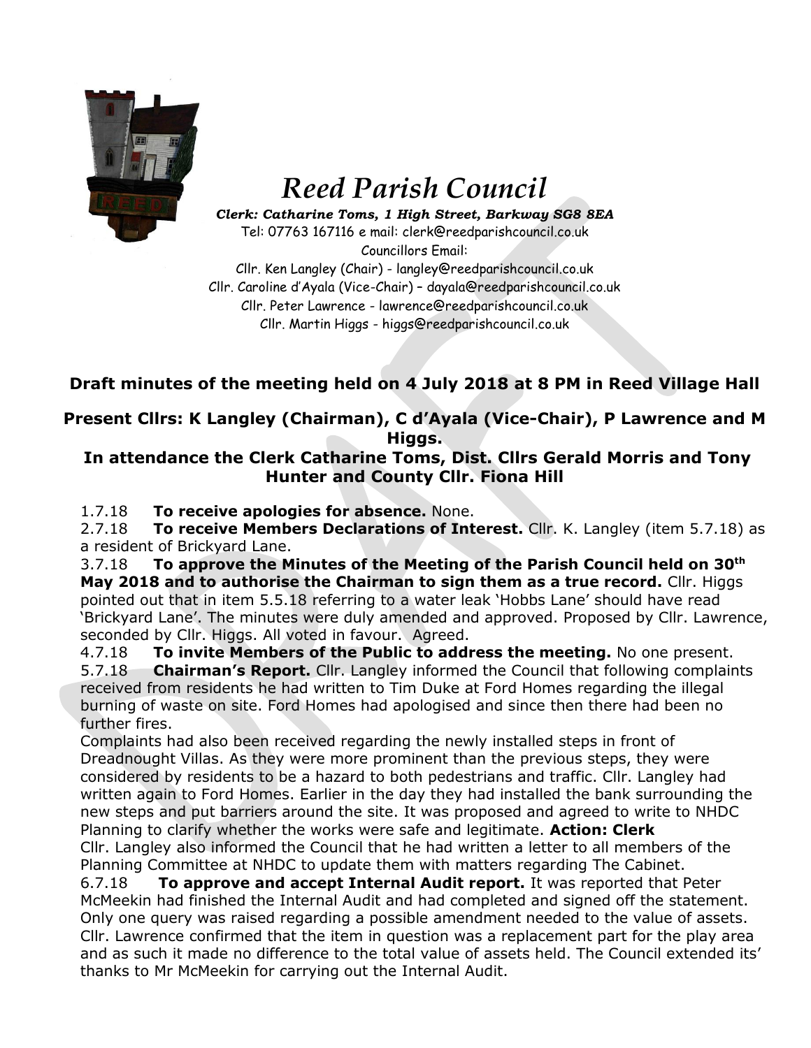# *Reed Parish Council*

***Clerk: Catharine Toms, 1 High Street, Barkway SG8 8EA***
Tel: 07763 167116 e mail: clerk@reedparishcouncil.co.uk
Councillors Email:
Cllr. Ken Langley (Chair) - langley@reedparishcouncil.co.uk
Cllr. Caroline d'Ayala (Vice-Chair) – dayala@reedparishcouncil.co.uk
Cllr. Peter Lawrence - lawrence@reedparishcouncil.co.uk
Cllr. Martin Higgs - higgs@reedparishcouncil.co.uk

## Draft minutes of the meeting held on 4 July 2018 at 8 PM in Reed Village Hall

### Present Cllrs: K Langley (Chairman), C d'Ayala (Vice-Chair), P Lawrence and M Higgs.

### In attendance the Clerk Catharine Toms, Dist. Cllrs Gerald Morris and Tony Hunter and County Cllr. Fiona Hill

1.7.18 **To receive apologies for absence.** None.

2.7.18 **To receive Members Declarations of Interest.** Cllr. K. Langley (item 5.7.18) as a resident of Brickyard Lane.

3.7.18 **To approve the Minutes of the Meeting of the Parish Council held on 30th May 2018 and to authorise the Chairman to sign them as a true record.** Cllr. Higgs pointed out that in item 5.5.18 referring to a water leak 'Hobbs Lane' should have read 'Brickyard Lane'. The minutes were duly amended and approved. Proposed by Cllr. Lawrence, seconded by Cllr. Higgs. All voted in favour. Agreed.

4.7.18 **To invite Members of the Public to address the meeting.** No one present.

5.7.18 **Chairman's Report.** Cllr. Langley informed the Council that following complaints received from residents he had written to Tim Duke at Ford Homes regarding the illegal burning of waste on site. Ford Homes had apologised and since then there had been no further fires.

Complaints had also been received regarding the newly installed steps in front of Dreadnought Villas. As they were more prominent than the previous steps, they were considered by residents to be a hazard to both pedestrians and traffic. Cllr. Langley had written again to Ford Homes. Earlier in the day they had installed the bank surrounding the new steps and put barriers around the site. It was proposed and agreed to write to NHDC Planning to clarify whether the works were safe and legitimate. **Action: Clerk**

Cllr. Langley also informed the Council that he had written a letter to all members of the Planning Committee at NHDC to update them with matters regarding The Cabinet.

6.7.18 **To approve and accept Internal Audit report.** It was reported that Peter McMeekin had finished the Internal Audit and had completed and signed off the statement. Only one query was raised regarding a possible amendment needed to the value of assets. Cllr. Lawrence confirmed that the item in question was a replacement part for the play area and as such it made no difference to the total value of assets held. The Council extended its' thanks to Mr McMeekin for carrying out the Internal Audit.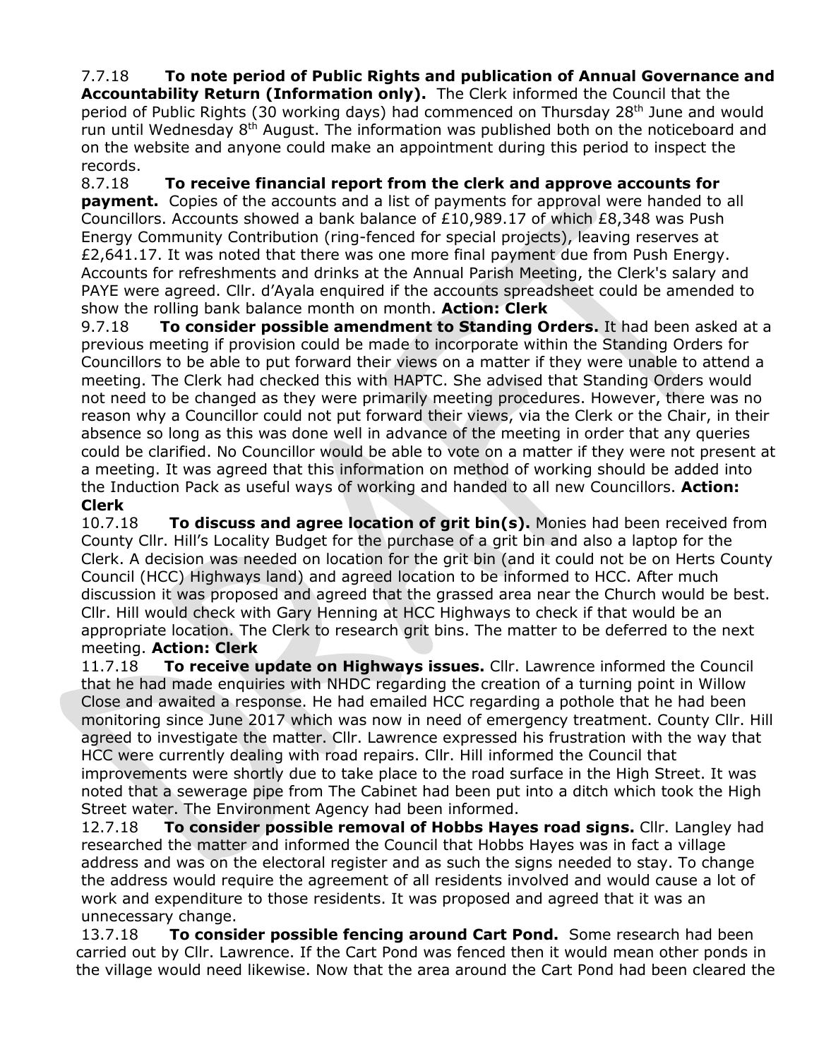7.7.18 **To note period of Public Rights and publication of Annual Governance and Accountability Return (Information only).** The Clerk informed the Council that the period of Public Rights (30 working days) had commenced on Thursday 28th June and would run until Wednesday 8th August. The information was published both on the noticeboard and on the website and anyone could make an appointment during this period to inspect the records.

8.7.18 **To receive financial report from the clerk and approve accounts for payment.** Copies of the accounts and a list of payments for approval were handed to all Councillors. Accounts showed a bank balance of £10,989.17 of which £8,348 was Push Energy Community Contribution (ring-fenced for special projects), leaving reserves at £2,641.17. It was noted that there was one more final payment due from Push Energy. Accounts for refreshments and drinks at the Annual Parish Meeting, the Clerk's salary and PAYE were agreed. Cllr. d'Ayala enquired if the accounts spreadsheet could be amended to show the rolling bank balance month on month. **Action: Clerk**

9.7.18 **To consider possible amendment to Standing Orders.** It had been asked at a previous meeting if provision could be made to incorporate within the Standing Orders for Councillors to be able to put forward their views on a matter if they were unable to attend a meeting. The Clerk had checked this with HAPTC. She advised that Standing Orders would not need to be changed as they were primarily meeting procedures. However, there was no reason why a Councillor could not put forward their views, via the Clerk or the Chair, in their absence so long as this was done well in advance of the meeting in order that any queries could be clarified. No Councillor would be able to vote on a matter if they were not present at a meeting. It was agreed that this information on method of working should be added into the Induction Pack as useful ways of working and handed to all new Councillors. **Action: Clerk**

10.7.18 **To discuss and agree location of grit bin(s).** Monies had been received from County Cllr. Hill's Locality Budget for the purchase of a grit bin and also a laptop for the Clerk. A decision was needed on location for the grit bin (and it could not be on Herts County Council (HCC) Highways land) and agreed location to be informed to HCC. After much discussion it was proposed and agreed that the grassed area near the Church would be best. Cllr. Hill would check with Gary Henning at HCC Highways to check if that would be an appropriate location. The Clerk to research grit bins. The matter to be deferred to the next meeting. **Action: Clerk**

11.7.18 **To receive update on Highways issues.** Cllr. Lawrence informed the Council that he had made enquiries with NHDC regarding the creation of a turning point in Willow Close and awaited a response. He had emailed HCC regarding a pothole that he had been monitoring since June 2017 which was now in need of emergency treatment. County Cllr. Hill agreed to investigate the matter. Cllr. Lawrence expressed his frustration with the way that HCC were currently dealing with road repairs. Cllr. Hill informed the Council that improvements were shortly due to take place to the road surface in the High Street. It was noted that a sewerage pipe from The Cabinet had been put into a ditch which took the High Street water. The Environment Agency had been informed.

12.7.18 **To consider possible removal of Hobbs Hayes road signs.** Cllr. Langley had researched the matter and informed the Council that Hobbs Hayes was in fact a village address and was on the electoral register and as such the signs needed to stay. To change the address would require the agreement of all residents involved and would cause a lot of work and expenditure to those residents. It was proposed and agreed that it was an unnecessary change.

13.7.18 **To consider possible fencing around Cart Pond.** Some research had been carried out by Cllr. Lawrence. If the Cart Pond was fenced then it would mean other ponds in the village would need likewise. Now that the area around the Cart Pond had been cleared the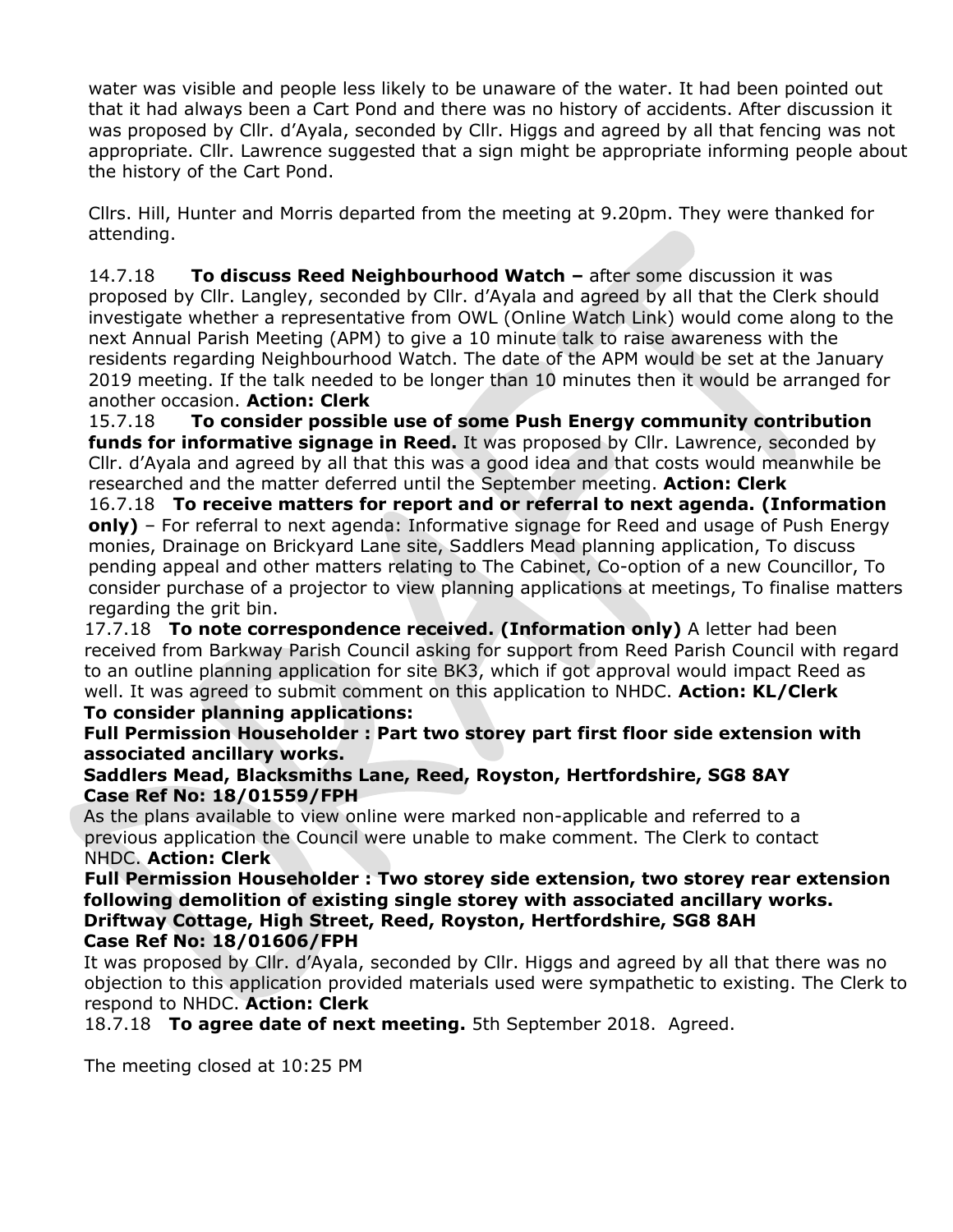water was visible and people less likely to be unaware of the water. It had been pointed out that it had always been a Cart Pond and there was no history of accidents. After discussion it was proposed by Cllr. d'Ayala, seconded by Cllr. Higgs and agreed by all that fencing was not appropriate. Cllr. Lawrence suggested that a sign might be appropriate informing people about the history of the Cart Pond.

Cllrs. Hill, Hunter and Morris departed from the meeting at 9.20pm. They were thanked for attending.

14.7.18 **To discuss Reed Neighbourhood Watch –** after some discussion it was proposed by Cllr. Langley, seconded by Cllr. d'Ayala and agreed by all that the Clerk should investigate whether a representative from OWL (Online Watch Link) would come along to the next Annual Parish Meeting (APM) to give a 10 minute talk to raise awareness with the residents regarding Neighbourhood Watch. The date of the APM would be set at the January 2019 meeting. If the talk needed to be longer than 10 minutes then it would be arranged for another occasion. **Action: Clerk**

15.7.18 **To consider possible use of some Push Energy community contribution funds for informative signage in Reed.** It was proposed by Cllr. Lawrence, seconded by Cllr. d'Ayala and agreed by all that this was a good idea and that costs would meanwhile be researched and the matter deferred until the September meeting. **Action: Clerk**

16.7.18 **To receive matters for report and or referral to next agenda. (Information only)** – For referral to next agenda: Informative signage for Reed and usage of Push Energy monies, Drainage on Brickyard Lane site, Saddlers Mead planning application, To discuss pending appeal and other matters relating to The Cabinet, Co-option of a new Councillor, To consider purchase of a projector to view planning applications at meetings, To finalise matters regarding the grit bin.

17.7.18 **To note correspondence received. (Information only)** A letter had been received from Barkway Parish Council asking for support from Reed Parish Council with regard to an outline planning application for site BK3, which if got approval would impact Reed as well. It was agreed to submit comment on this application to NHDC. **Action: KL/Clerk**

**To consider planning applications:**

**Full Permission Householder : Part two storey part first floor side extension with associated ancillary works.**
**Saddlers Mead, Blacksmiths Lane, Reed, Royston, Hertfordshire, SG8 8AY**
**Case Ref No: 18/01559/FPH**

As the plans available to view online were marked non-applicable and referred to a previous application the Council were unable to make comment. The Clerk to contact NHDC. **Action: Clerk**

**Full Permission Householder : Two storey side extension, two storey rear extension following demolition of existing single storey with associated ancillary works.**
**Driftway Cottage, High Street, Reed, Royston, Hertfordshire, SG8 8AH**
**Case Ref No: 18/01606/FPH**

It was proposed by Cllr. d'Ayala, seconded by Cllr. Higgs and agreed by all that there was no objection to this application provided materials used were sympathetic to existing. The Clerk to respond to NHDC. **Action: Clerk**

18.7.18 **To agree date of next meeting.** 5th September 2018. Agreed.

The meeting closed at 10:25 PM